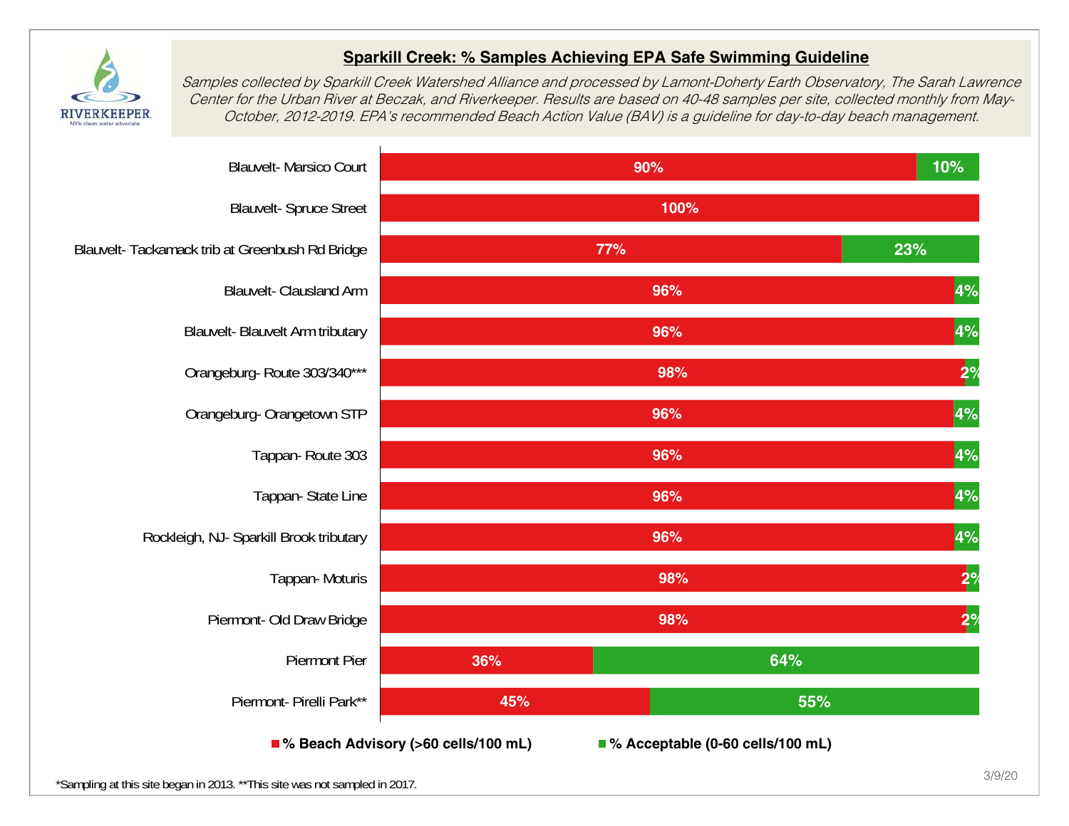## Sparkill Creek: % Samples Achieving EPA Safe Swimming Guideline

*Samples collected by Sparkill Creek Watershed Alliance and processed by Lamont-Doherty Earth Observatory, The Sarah Lawrence Center for the Urban River at Beczak, and Riverkeeper. Results are based on 40-48 samples per site, collected monthly from May-October, 2012-2019. EPA's recommended Beach Action Value (BAV) is a guideline for day-to-day beach management.*

| Site | % Beach Advisory (>60 cells/100 mL) | % Acceptable (0-60 cells/100 mL) |
|---|---|---|
| Blauvelt- Marsico Court | 90% | 10% |
| Blauvelt- Spruce Street | 100% | |
| Blauvelt- Tackamack trib at Greenbush Rd Bridge | 77% | 23% |
| Blauvelt- Clausland Arm | 96% | 4% |
| Blauvelt- Blauvelt Arm tributary | 96% | 4% |
| Orangeburg- Route 303/340*** | 98% | 2% |
| Orangeburg- Orangetown STP | 96% | 4% |
| Tappan- Route 303 | 96% | 4% |
| Tappan- State Line | 96% | 4% |
| Rockleigh, NJ- Sparkill Brook tributary | 96% | 4% |
| Tappan- Moturis | 98% | 2% |
| Piermont- Old Draw Bridge | 98% | 2% |
| Piermont Pier | 36% | 64% |
| Piermont- Pirelli Park** | 45% | 55% |

*Sampling at this site began in 2013. **This site was not sampled in 2017.

3/9/20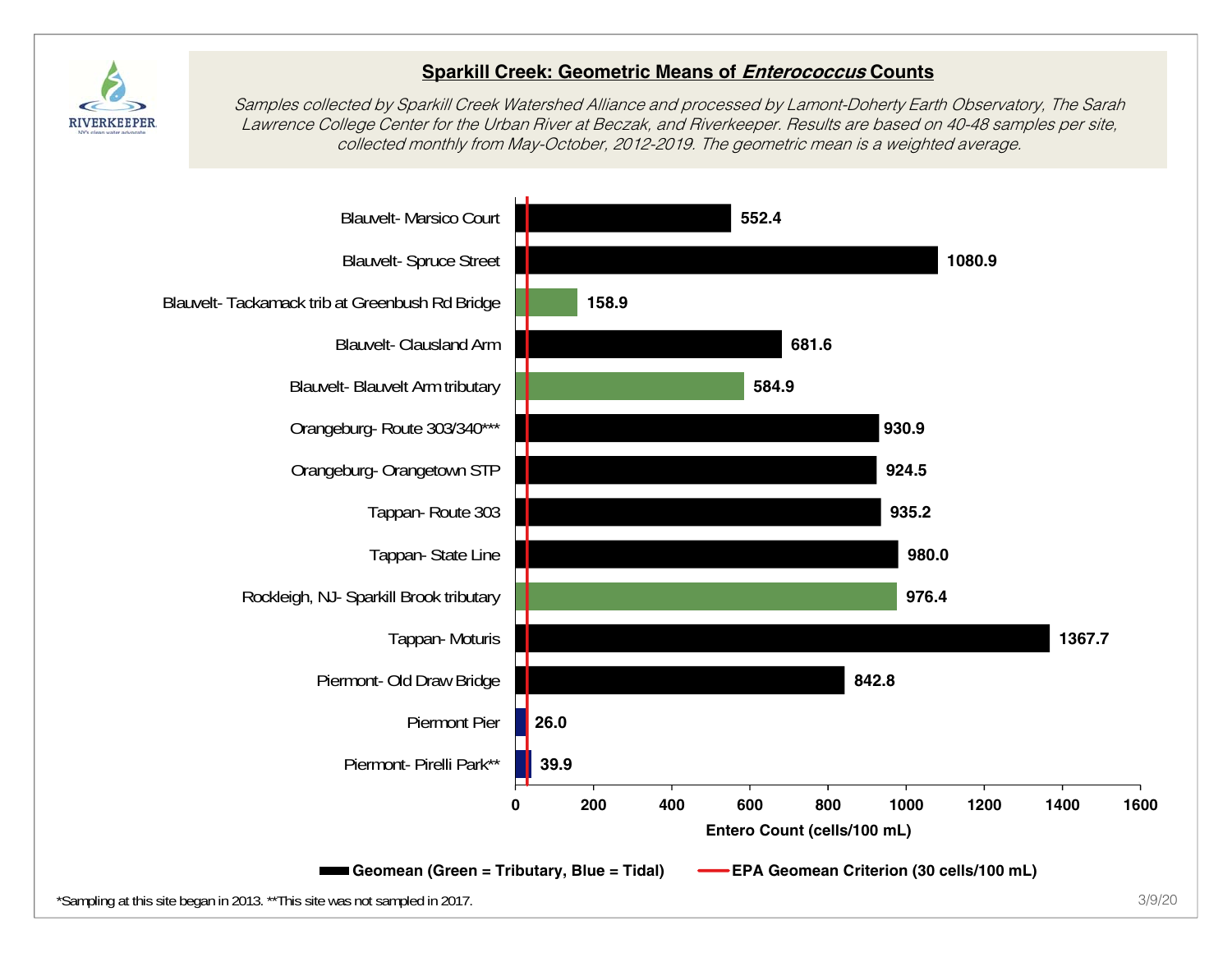## Sparkill Creek: Geometric Means of *Enterococcus* Counts

*Samples collected by Sparkill Creek Watershed Alliance and processed by Lamont-Doherty Earth Observatory, The Sarah Lawrence College Center for the Urban River at Beczak, and Riverkeeper. Results are based on 40-48 samples per site, collected monthly from May-October, 2012-2019. The geometric mean is a weighted average.*

| Site | Entero Count (cells/100 mL) |
|---|---|
| Blauvelt- Marsico Court | 552.4 |
| Blauvelt- Spruce Street | 1080.9 |
| Blauvelt- Tackamack trib at Greenbush Rd Bridge | 158.9 |
| Blauvelt- Clausland Arm | 681.6 |
| Blauvelt- Blauvelt Arm tributary | 584.9 |
| Orangeburg- Route 303/340*** | 930.9 |
| Orangeburg- Orangetown STP | 924.5 |
| Tappan- Route 303 | 935.2 |
| Tappan- State Line | 980.0 |
| Rockleigh, NJ- Sparkill Brook tributary | 976.4 |
| Tappan- Moturis | 1367.7 |
| Piermont- Old Draw Bridge | 842.8 |
| Piermont Pier | 26.0 |
| Piermont- Pirelli Park** | 39.9 |

Entero Count (cells/100 mL)

Geomean (Green = Tributary, Blue = Tidal) — EPA Geomean Criterion (30 cells/100 mL)

*Sampling at this site began in 2013. **This site was not sampled in 2017.

3/9/20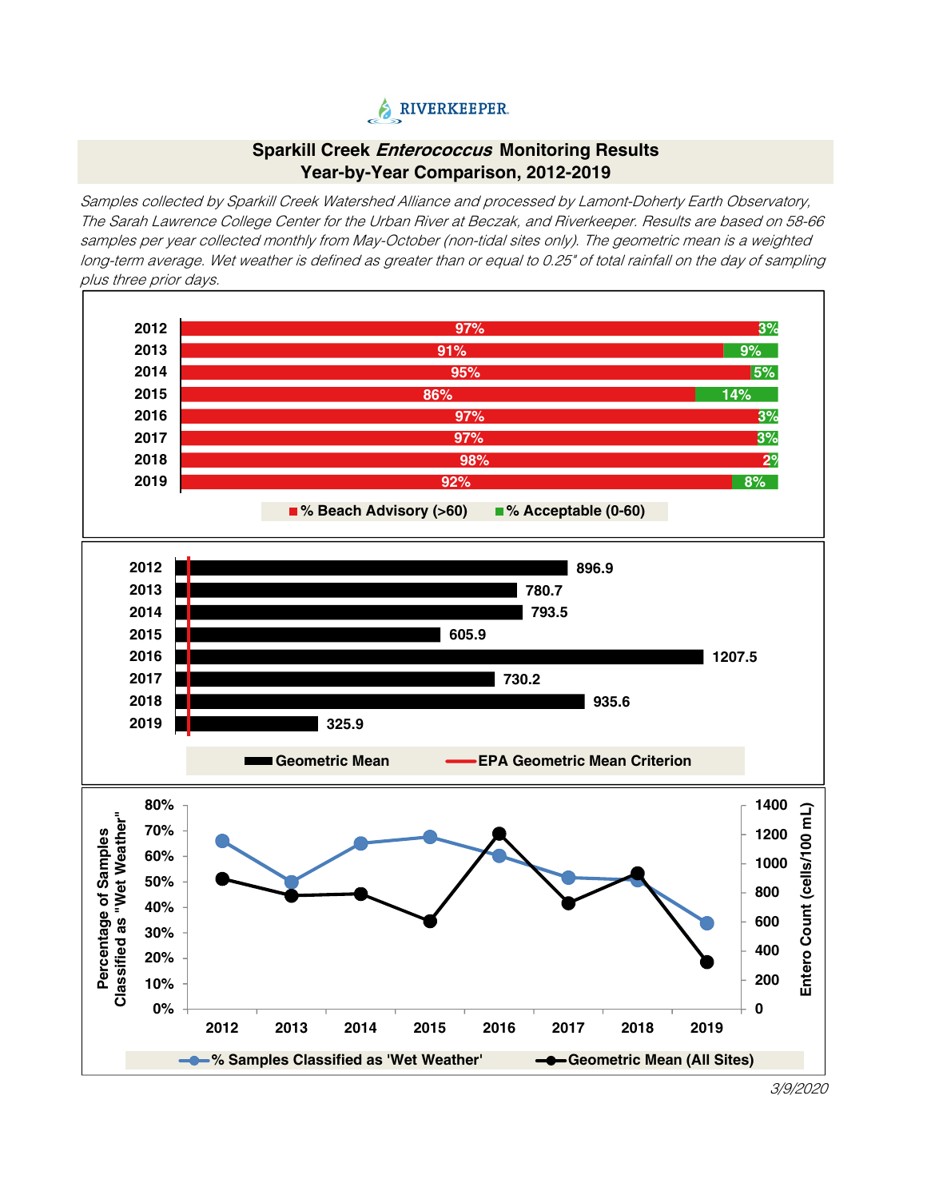RIVERKEEPER

## Sparkill Creek *Enterococcus* Monitoring Results
## Year-by-Year Comparison, 2012-2019

*Samples collected by Sparkill Creek Watershed Alliance and processed by Lamont-Doherty Earth Observatory, The Sarah Lawrence College Center for the Urban River at Beczak, and Riverkeeper. Results are based on 58-66 samples per year collected monthly from May-October (non-tidal sites only). The geometric mean is a weighted long-term average. Wet weather is defined as greater than or equal to 0.25" of total rainfall on the day of sampling plus three prior days.*

2012 97% 3%
2013 91% 9%
2014 95% 5%
2015 86% 14%
2016 97% 3%
2017 97% 3%
2018 98% 2%
2019 92% 8%

% Beach Advisory (>60) % Acceptable (0-60)

2012 896.9
2013 780.7
2014 793.5
2015 605.9
2016 1207.5
2017 730.2
2018 935.6
2019 325.9

Geometric Mean EPA Geometric Mean Criterion

Percentage of Samples Classified as "Wet Weather"
0% 10% 20% 30% 40% 50% 60% 70% 80%

Entero Count (cells/100 mL)
0 200 400 600 800 1000 1200 1400

2012 2013 2014 2015 2016 2017 2018 2019

% Samples Classified as 'Wet Weather' Geometric Mean (All Sites)

3/9/2020